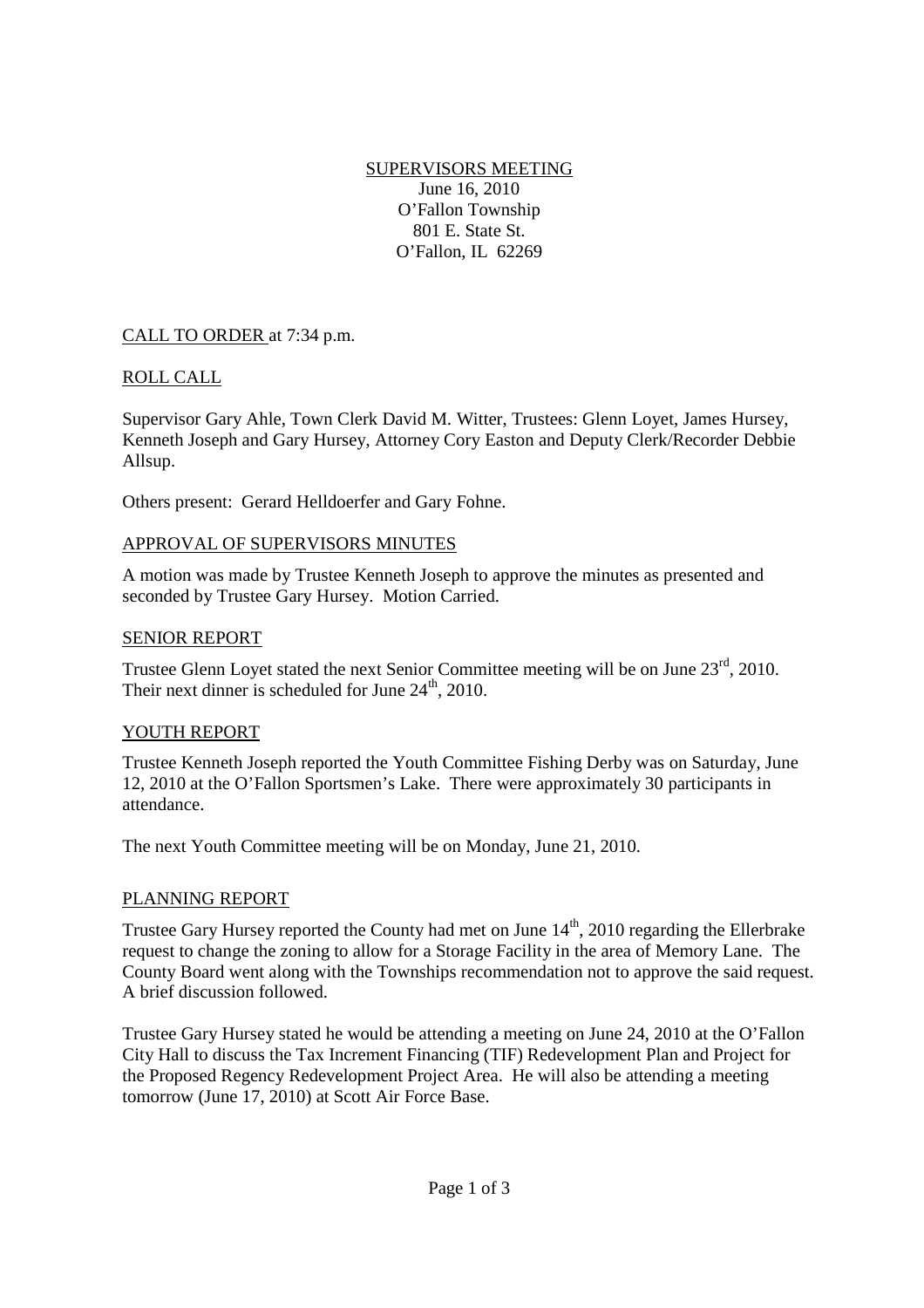# SUPERVISORS MEETING

June 16, 2010
O'Fallon Township
801 E. State St.
O'Fallon, IL 62269

## CALL TO ORDER at 7:34 p.m.

## ROLL CALL

Supervisor Gary Ahle, Town Clerk David M. Witter, Trustees: Glenn Loyet, James Hursey, Kenneth Joseph and Gary Hursey, Attorney Cory Easton and Deputy Clerk/Recorder Debbie Allsup.

Others present: Gerard Helldoerfer and Gary Fohne.

## APPROVAL OF SUPERVISORS MINUTES

A motion was made by Trustee Kenneth Joseph to approve the minutes as presented and seconded by Trustee Gary Hursey. Motion Carried.

## SENIOR REPORT

Trustee Glenn Loyet stated the next Senior Committee meeting will be on June 23rd, 2010. Their next dinner is scheduled for June 24th, 2010.

## YOUTH REPORT

Trustee Kenneth Joseph reported the Youth Committee Fishing Derby was on Saturday, June 12, 2010 at the O'Fallon Sportsmen's Lake. There were approximately 30 participants in attendance.

The next Youth Committee meeting will be on Monday, June 21, 2010.

## PLANNING REPORT

Trustee Gary Hursey reported the County had met on June 14th, 2010 regarding the Ellerbrake request to change the zoning to allow for a Storage Facility in the area of Memory Lane. The County Board went along with the Townships recommendation not to approve the said request. A brief discussion followed.

Trustee Gary Hursey stated he would be attending a meeting on June 24, 2010 at the O'Fallon City Hall to discuss the Tax Increment Financing (TIF) Redevelopment Plan and Project for the Proposed Regency Redevelopment Project Area. He will also be attending a meeting tomorrow (June 17, 2010) at Scott Air Force Base.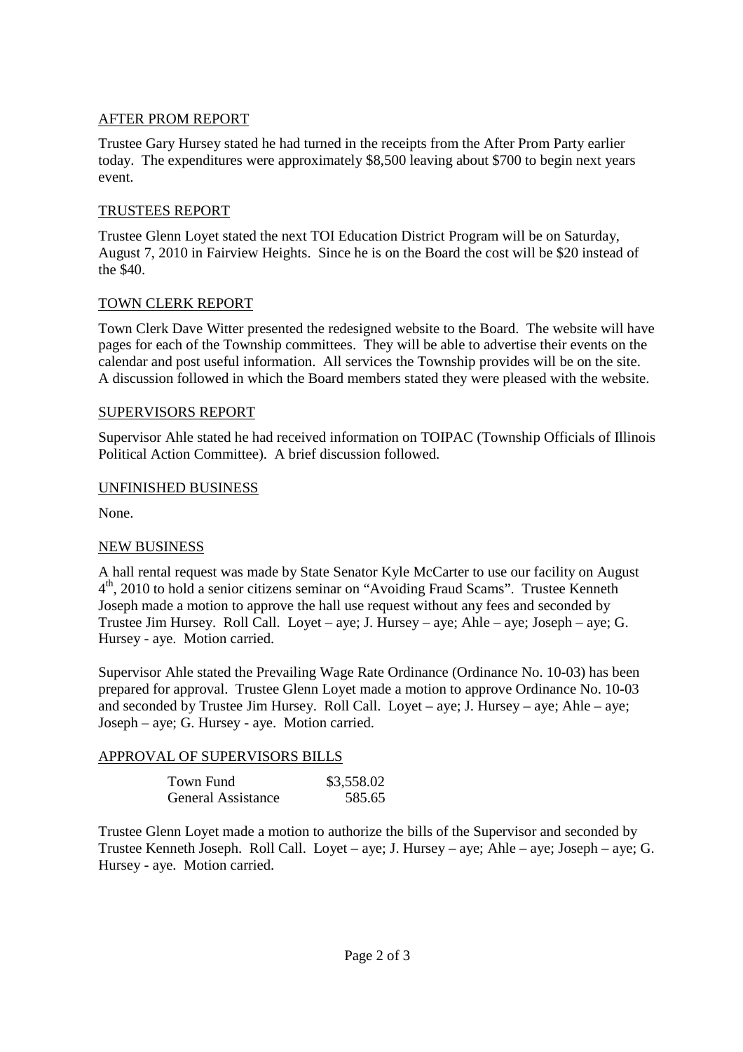## AFTER PROM REPORT

Trustee Gary Hursey stated he had turned in the receipts from the After Prom Party earlier today. The expenditures were approximately $8,500 leaving about $700 to begin next years event.

## TRUSTEES REPORT

Trustee Glenn Loyet stated the next TOI Education District Program will be on Saturday, August 7, 2010 in Fairview Heights. Since he is on the Board the cost will be $20 instead of the $40.

## TOWN CLERK REPORT

Town Clerk Dave Witter presented the redesigned website to the Board. The website will have pages for each of the Township committees. They will be able to advertise their events on the calendar and post useful information. All services the Township provides will be on the site. A discussion followed in which the Board members stated they were pleased with the website.

## SUPERVISORS REPORT

Supervisor Ahle stated he had received information on TOIPAC (Township Officials of Illinois Political Action Committee). A brief discussion followed.

## UNFINISHED BUSINESS

None.

## NEW BUSINESS

A hall rental request was made by State Senator Kyle McCarter to use our facility on August 4th, 2010 to hold a senior citizens seminar on "Avoiding Fraud Scams". Trustee Kenneth Joseph made a motion to approve the hall use request without any fees and seconded by Trustee Jim Hursey. Roll Call. Loyet – aye; J. Hursey – aye; Ahle – aye; Joseph – aye; G. Hursey - aye. Motion carried.

Supervisor Ahle stated the Prevailing Wage Rate Ordinance (Ordinance No. 10-03) has been prepared for approval. Trustee Glenn Loyet made a motion to approve Ordinance No. 10-03 and seconded by Trustee Jim Hursey. Roll Call. Loyet – aye; J. Hursey – aye; Ahle – aye; Joseph – aye; G. Hursey - aye. Motion carried.

## APPROVAL OF SUPERVISORS BILLS

| | |
|---|---|
| Town Fund | $3,558.02 |
| General Assistance | 585.65 |

Trustee Glenn Loyet made a motion to authorize the bills of the Supervisor and seconded by Trustee Kenneth Joseph. Roll Call. Loyet – aye; J. Hursey – aye; Ahle – aye; Joseph – aye; G. Hursey - aye. Motion carried.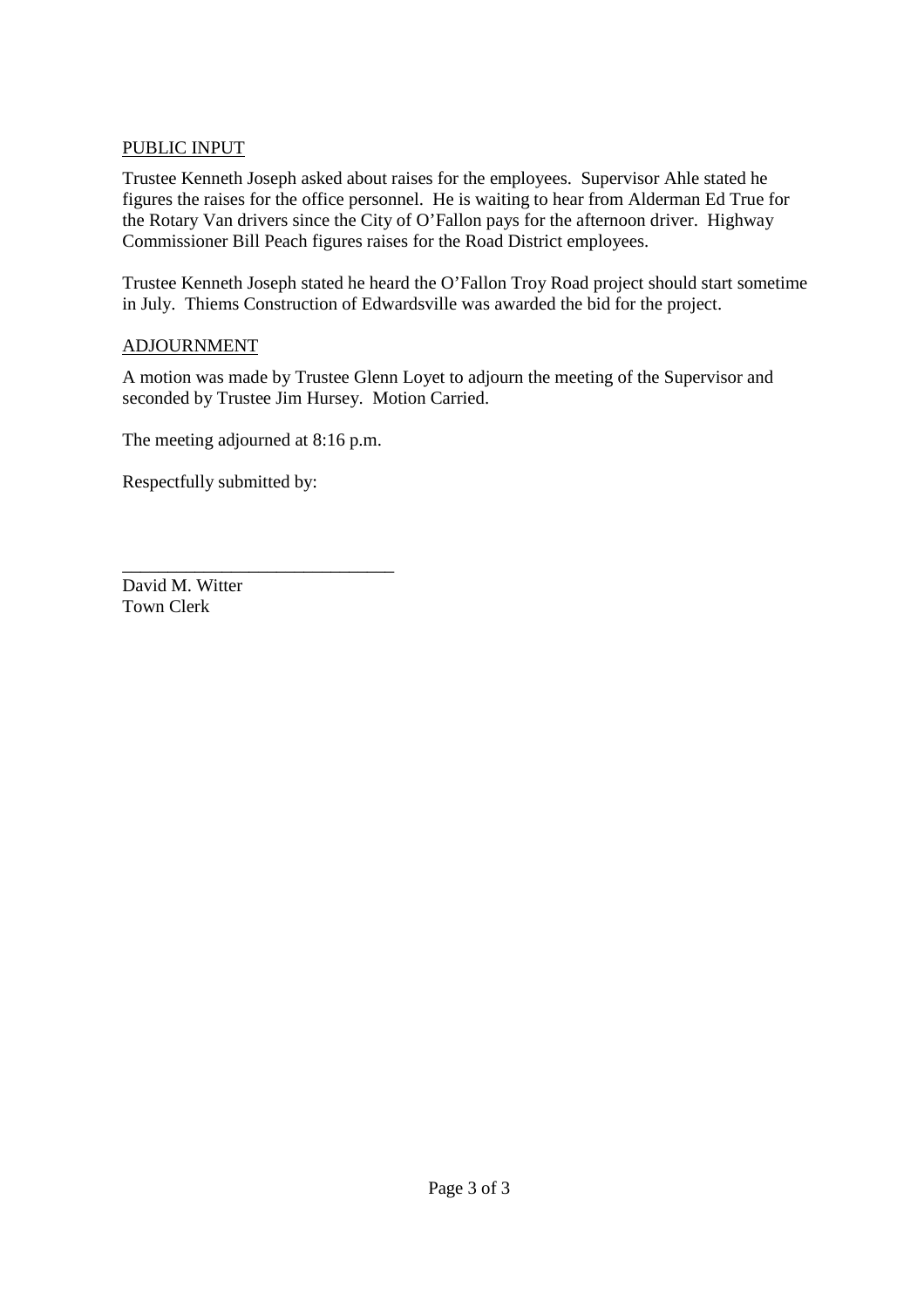PUBLIC INPUT

Trustee Kenneth Joseph asked about raises for the employees. Supervisor Ahle stated he figures the raises for the office personnel. He is waiting to hear from Alderman Ed True for the Rotary Van drivers since the City of O'Fallon pays for the afternoon driver. Highway Commissioner Bill Peach figures raises for the Road District employees.

Trustee Kenneth Joseph stated he heard the O'Fallon Troy Road project should start sometime in July. Thiems Construction of Edwardsville was awarded the bid for the project.

ADJOURNMENT

A motion was made by Trustee Glenn Loyet to adjourn the meeting of the Supervisor and seconded by Trustee Jim Hursey. Motion Carried.

The meeting adjourned at 8:16 p.m.

Respectfully submitted by:

______________________________

David M. Witter
Town Clerk